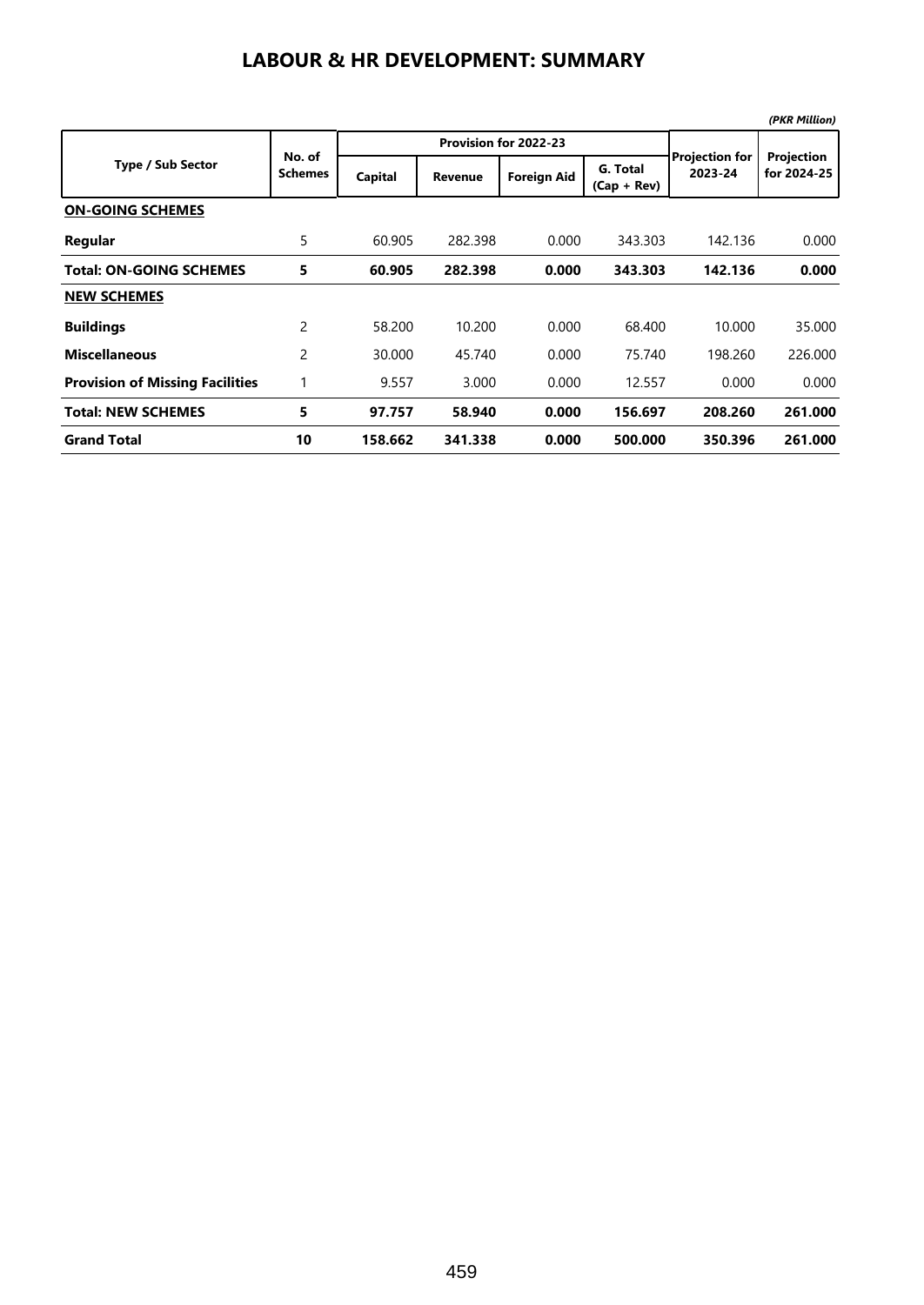# LABOUR & HR DEVELOPMENT: SUMMARY

*(PKR Million)*

| Type / Sub Sector | No. of Schemes | Provision for 2022-23 | | | | Projection for 2023-24 | Projection for 2024-25 |
|---|---|---|---|---|---|---|---|
| | | Capital | Revenue | Foreign Aid | G. Total (Cap + Rev) | | |
| **ON-GOING SCHEMES** | | | | | | | |
| **Regular** | 5 | 60.905 | 282.398 | 0.000 | 343.303 | 142.136 | 0.000 |
| **Total: ON-GOING SCHEMES** | **5** | **60.905** | **282.398** | **0.000** | **343.303** | **142.136** | **0.000** |
| **NEW SCHEMES** | | | | | | | |
| **Buildings** | 2 | 58.200 | 10.200 | 0.000 | 68.400 | 10.000 | 35.000 |
| **Miscellaneous** | 2 | 30.000 | 45.740 | 0.000 | 75.740 | 198.260 | 226.000 |
| **Provision of Missing Facilities** | 1 | 9.557 | 3.000 | 0.000 | 12.557 | 0.000 | 0.000 |
| **Total: NEW SCHEMES** | **5** | **97.757** | **58.940** | **0.000** | **156.697** | **208.260** | **261.000** |
| **Grand Total** | **10** | **158.662** | **341.338** | **0.000** | **500.000** | **350.396** | **261.000** |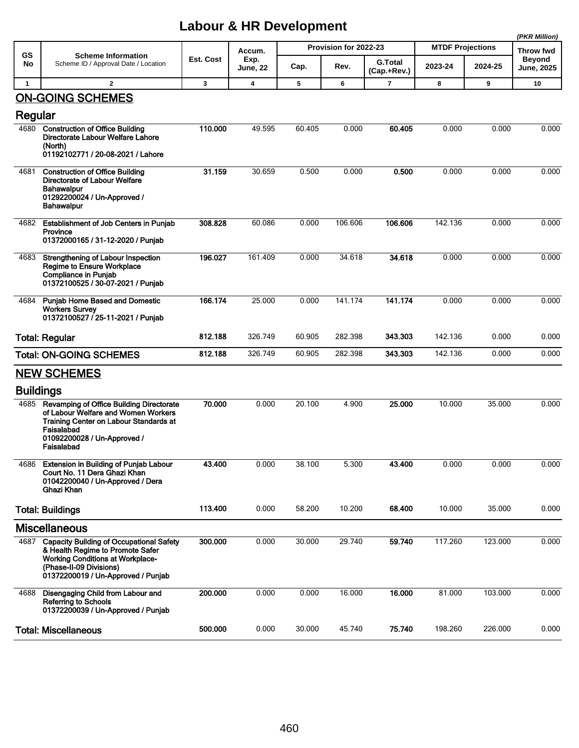# Labour & HR Development

*(PKR Million)*

| GS No | Scheme Information<br>Scheme ID / Approval Date / Location | Est. Cost | Accum. Exp. June, 22 | Provision for 2022-23 | | | MTDF Projections | | Throw fwd Beyond June, 2025 |
|---|---|---|---|---|---|---|---|---|---|
| | | | | Cap. | Rev. | G.Total (Cap.+Rev.) | 2023-24 | 2024-25 | |
| 1 | 2 | 3 | 4 | 5 | 6 | 7 | 8 | 9 | 10 |
| | **ON-GOING SCHEMES** | | | | | | | | |
| | **Regular** | | | | | | | | |
| 4680 | **Construction of Office Building Directorate Labour Welfare Lahore (North)**<br>**01192102771 / 20-08-2021 / Lahore** | **110.000** | 49.595 | 60.405 | 0.000 | **60.405** | 0.000 | 0.000 | 0.000 |
| 4681 | **Construction of Office Building Directorate of Labour Welfare Bahawalpur**<br>**01292200024 / Un-Approved / Bahawalpur** | **31.159** | 30.659 | 0.500 | 0.000 | **0.500** | 0.000 | 0.000 | 0.000 |
| 4682 | **Establishment of Job Centers in Punjab Province**<br>**01372000165 / 31-12-2020 / Punjab** | **308.828** | 60.086 | 0.000 | 106.606 | **106.606** | 142.136 | 0.000 | 0.000 |
| 4683 | **Strengthening of Labour Inspection Regime to Ensure Workplace Compliance in Punjab**<br>**01372100525 / 30-07-2021 / Punjab** | **196.027** | 161.409 | 0.000 | 34.618 | **34.618** | 0.000 | 0.000 | 0.000 |
| 4684 | **Punjab Home Based and Domestic Workers Survey**<br>**01372100527 / 25-11-2021 / Punjab** | **166.174** | 25.000 | 0.000 | 141.174 | **141.174** | 0.000 | 0.000 | 0.000 |
| | **Total: Regular** | **812.188** | 326.749 | 60.905 | 282.398 | **343.303** | 142.136 | 0.000 | 0.000 |
| | **Total: ON-GOING SCHEMES** | **812.188** | 326.749 | 60.905 | 282.398 | **343.303** | 142.136 | 0.000 | 0.000 |
| | **NEW SCHEMES** | | | | | | | | |
| | **Buildings** | | | | | | | | |
| 4685 | **Revamping of Office Building Directorate of Labour Welfare and Women Workers Training Center on Labour Standards at Faisalabad**<br>**01092200028 / Un-Approved / Faisalabad** | **70.000** | 0.000 | 20.100 | 4.900 | **25.000** | 10.000 | 35.000 | 0.000 |
| 4686 | **Extension in Building of Punjab Labour Court No. 11 Dera Ghazi Khan**<br>**01042200040 / Un-Approved / Dera Ghazi Khan** | **43.400** | 0.000 | 38.100 | 5.300 | **43.400** | 0.000 | 0.000 | 0.000 |
| | **Total: Buildings** | **113.400** | 0.000 | 58.200 | 10.200 | **68.400** | 10.000 | 35.000 | 0.000 |
| | **Miscellaneous** | | | | | | | | |
| 4687 | **Capacity Building of Occupational Safety & Health Regime to Promote Safer Working Conditions at Workplace- (Phase-II-09 Divisions)**<br>**01372200019 / Un-Approved / Punjab** | **300.000** | 0.000 | 30.000 | 29.740 | **59.740** | 117.260 | 123.000 | 0.000 |
| 4688 | **Disengaging Child from Labour and Referring to Schools**<br>**01372200039 / Un-Approved / Punjab** | **200.000** | 0.000 | 0.000 | 16.000 | **16.000** | 81.000 | 103.000 | 0.000 |
| | **Total: Miscellaneous** | **500.000** | 0.000 | 30.000 | 45.740 | **75.740** | 198.260 | 226.000 | 0.000 |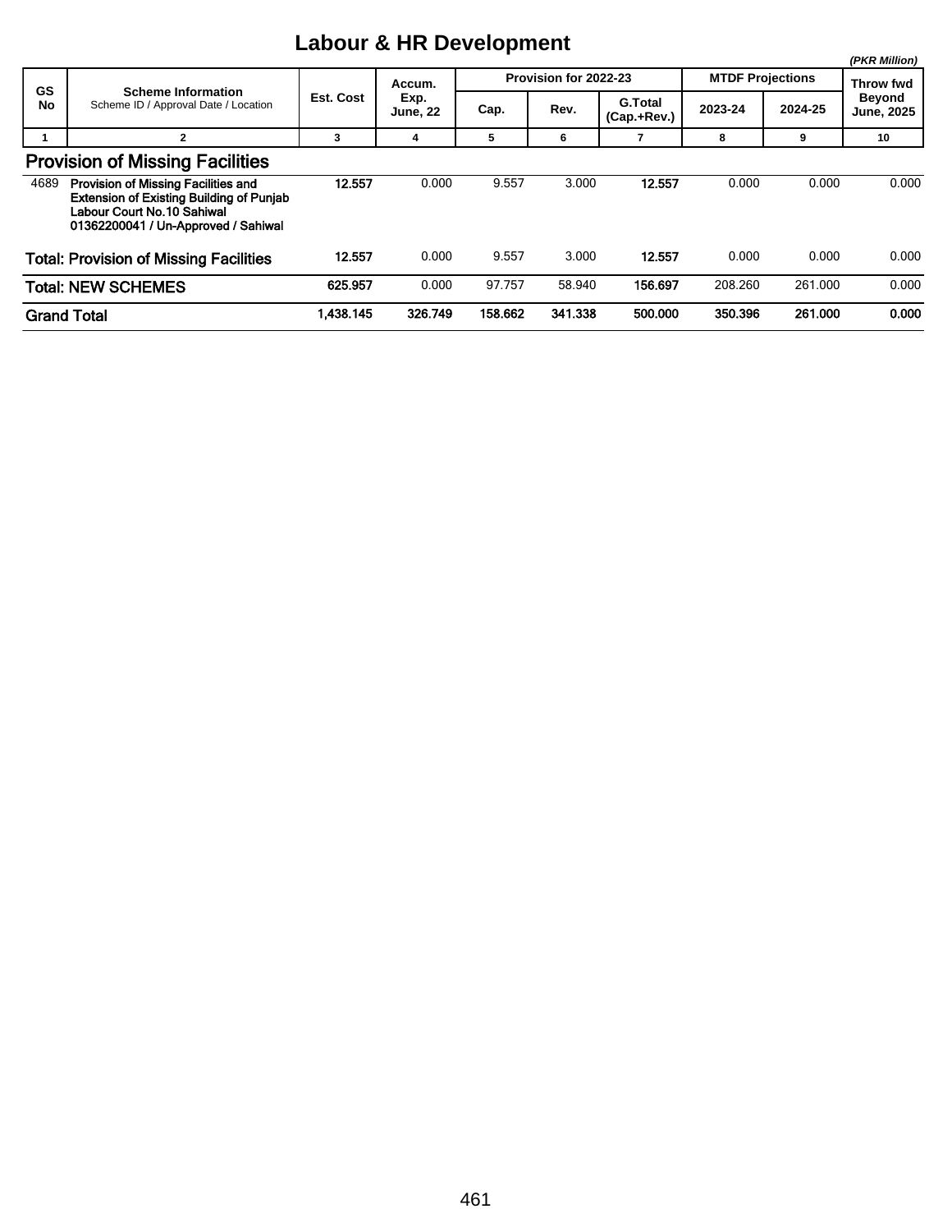# Labour & HR Development

*(PKR Million)*

| GS No | Scheme Information<br>Scheme ID / Approval Date / Location | Est. Cost | Accum. Exp. June, 22 | Provision for 2022-23 | | | MTDF Projections | | Throw fwd Beyond June, 2025 |
|---|---|---|---|---|---|---|---|---|---|
| | | | | Cap. | Rev. | G.Total (Cap.+Rev.) | 2023-24 | 2024-25 | |
| 1 | 2 | 3 | 4 | 5 | 6 | 7 | 8 | 9 | 10 |
| | **Provision of Missing Facilities** | | | | | | | | |
| 4689 | **Provision of Missing Facilities and Extension of Existing Building of Punjab Labour Court No.10 Sahiwal 01362200041 / Un-Approved / Sahiwal** | **12.557** | 0.000 | 9.557 | 3.000 | **12.557** | 0.000 | 0.000 | 0.000 |
| | **Total: Provision of Missing Facilities** | **12.557** | 0.000 | 9.557 | 3.000 | **12.557** | 0.000 | 0.000 | 0.000 |
| | **Total: NEW SCHEMES** | **625.957** | 0.000 | 97.757 | 58.940 | **156.697** | 208.260 | 261.000 | 0.000 |
| | **Grand Total** | **1,438.145** | **326.749** | **158.662** | **341.338** | **500.000** | **350.396** | **261.000** | **0.000** |